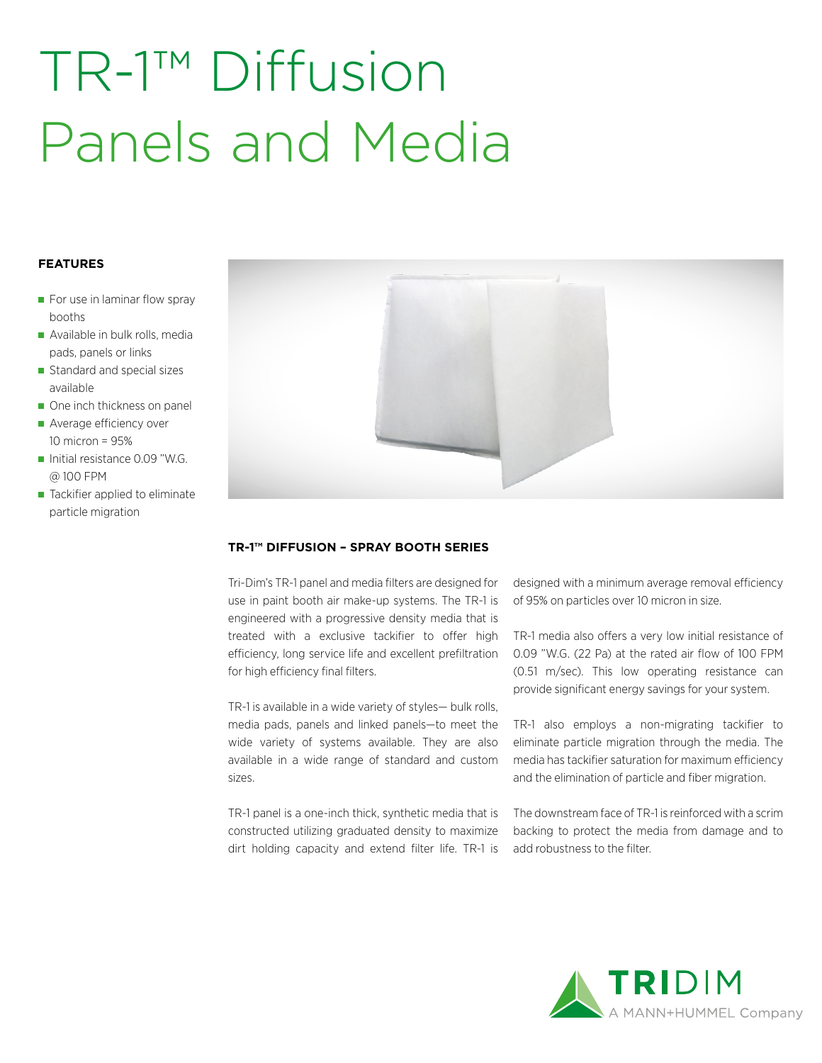# TR-1™ Diffusion Panels and Media

**FEATURES**

- For use in laminar flow spray booths
- Available in bulk rolls, media pads, panels or links
- Standard and special sizes available
- One inch thickness on panel
- Average efficiency over 10 micron = 95%
- Initial resistance 0.09 "W.G. @ 100 FPM
- Tackifier applied to eliminate particle migration

## TR-1™ DIFFUSION – SPRAY BOOTH SERIES

Tri-Dim's TR-1 panel and media filters are designed for use in paint booth air make-up systems. The TR-1 is engineered with a progressive density media that is treated with a exclusive tackifier to offer high efficiency, long service life and excellent prefiltration for high efficiency final filters.

TR-1 is available in a wide variety of styles— bulk rolls, media pads, panels and linked panels—to meet the wide variety of systems available. They are also available in a wide range of standard and custom sizes.

TR-1 panel is a one-inch thick, synthetic media that is constructed utilizing graduated density to maximize dirt holding capacity and extend filter life. TR-1 is designed with a minimum average removal efficiency of 95% on particles over 10 micron in size.

TR-1 media also offers a very low initial resistance of 0.09 "W.G. (22 Pa) at the rated air flow of 100 FPM (0.51 m/sec). This low operating resistance can provide significant energy savings for your system.

TR-1 also employs a non-migrating tackifier to eliminate particle migration through the media. The media has tackifier saturation for maximum efficiency and the elimination of particle and fiber migration.

The downstream face of TR-1 is reinforced with a scrim backing to protect the media from damage and to add robustness to the filter.

TRIDIM
A MANN+HUMMEL Company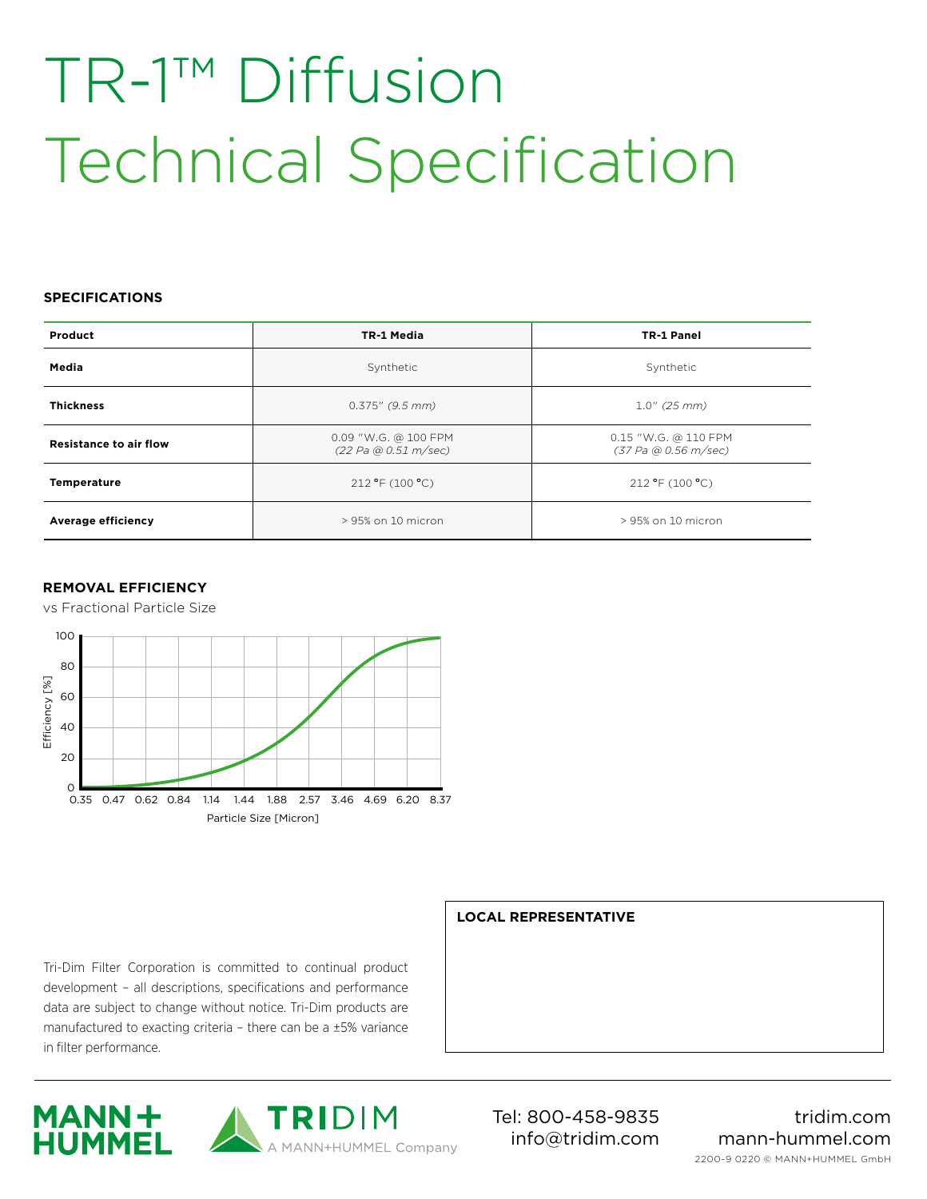# TR-1™ Diffusion Technical Specification

## SPECIFICATIONS

| Product | TR-1 Media | TR-1 Panel |
|---|---|---|
| **Media** | Synthetic | Synthetic |
| **Thickness** | 0.375" *(9.5 mm)* | 1.0" *(25 mm)* |
| **Resistance to air flow** | 0.09 "W.G. @ 100 FPM *(22 Pa @ 0.51 m/sec)* | 0.15 "W.G. @ 110 FPM *(37 Pa @ 0.56 m/sec)* |
| **Temperature** | 212 °F (100 °C) | 212 °F (100 °C) |
| **Average efficiency** | > 95% on 10 micron | > 95% on 10 micron |

## REMOVAL EFFICIENCY

vs Fractional Particle Size

Efficiency [%]

100
80
60
40
20
0

0.35 0.47 0.62 0.84 1.14 1.44 1.88 2.57 3.46 4.69 6.20 8.37

Particle Size [Micron]

Tri-Dim Filter Corporation is committed to continual product development – all descriptions, specifications and performance data are subject to change without notice. Tri-Dim products are manufactured to exacting criteria – there can be a ±5% variance in filter performance.

**LOCAL REPRESENTATIVE**

MANN+HUMMEL

TRIDIM A MANN+HUMMEL Company

Tel: 800-458-9835
info@tridim.com

tridim.com
mann-hummel.com

2200-9 0220 © MANN+HUMMEL GmbH